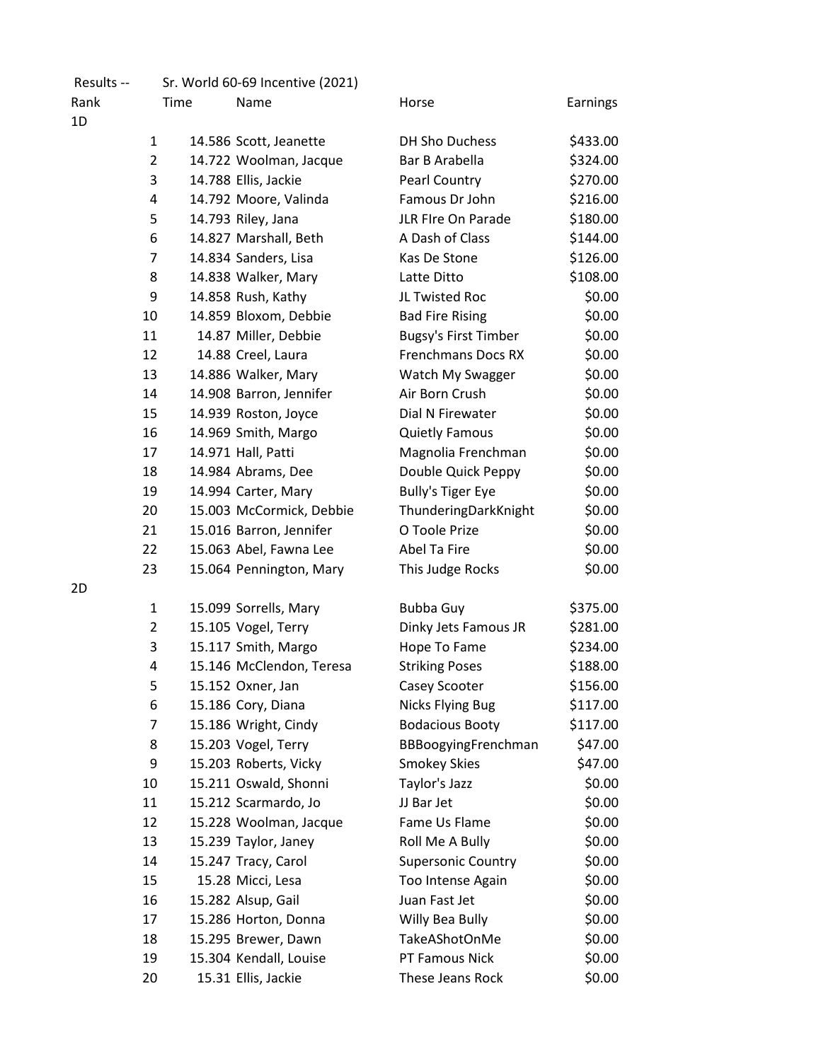Results -- Sr. World 60-69 Incentive (2021)

| Rank | | Time | Name | Horse | Earnings |
|---|---|---|---|---|---|
| 1D | | | | | |
| | 1 | 14.586 | Scott, Jeanette | DH Sho Duchess | $433.00 |
| | 2 | 14.722 | Woolman, Jacque | Bar B Arabella | $324.00 |
| | 3 | 14.788 | Ellis, Jackie | Pearl Country | $270.00 |
| | 4 | 14.792 | Moore, Valinda | Famous Dr John | $216.00 |
| | 5 | 14.793 | Riley, Jana | JLR FIre On Parade | $180.00 |
| | 6 | 14.827 | Marshall, Beth | A Dash of Class | $144.00 |
| | 7 | 14.834 | Sanders, Lisa | Kas De Stone | $126.00 |
| | 8 | 14.838 | Walker, Mary | Latte Ditto | $108.00 |
| | 9 | 14.858 | Rush, Kathy | JL Twisted Roc | $0.00 |
| | 10 | 14.859 | Bloxom, Debbie | Bad Fire Rising | $0.00 |
| | 11 | 14.87 | Miller, Debbie | Bugsy's First Timber | $0.00 |
| | 12 | 14.88 | Creel, Laura | Frenchmans Docs RX | $0.00 |
| | 13 | 14.886 | Walker, Mary | Watch My Swagger | $0.00 |
| | 14 | 14.908 | Barron, Jennifer | Air Born Crush | $0.00 |
| | 15 | 14.939 | Roston, Joyce | Dial N Firewater | $0.00 |
| | 16 | 14.969 | Smith, Margo | Quietly Famous | $0.00 |
| | 17 | 14.971 | Hall, Patti | Magnolia Frenchman | $0.00 |
| | 18 | 14.984 | Abrams, Dee | Double Quick Peppy | $0.00 |
| | 19 | 14.994 | Carter, Mary | Bully's Tiger Eye | $0.00 |
| | 20 | 15.003 | McCormick, Debbie | ThunderingDarkKnight | $0.00 |
| | 21 | 15.016 | Barron, Jennifer | O Toole Prize | $0.00 |
| | 22 | 15.063 | Abel, Fawna Lee | Abel Ta Fire | $0.00 |
| | 23 | 15.064 | Pennington, Mary | This Judge Rocks | $0.00 |
| 2D | | | | | |
| | 1 | 15.099 | Sorrells, Mary | Bubba Guy | $375.00 |
| | 2 | 15.105 | Vogel, Terry | Dinky Jets Famous JR | $281.00 |
| | 3 | 15.117 | Smith, Margo | Hope To Fame | $234.00 |
| | 4 | 15.146 | McClendon, Teresa | Striking Poses | $188.00 |
| | 5 | 15.152 | Oxner, Jan | Casey Scooter | $156.00 |
| | 6 | 15.186 | Cory, Diana | Nicks Flying Bug | $117.00 |
| | 7 | 15.186 | Wright, Cindy | Bodacious Booty | $117.00 |
| | 8 | 15.203 | Vogel, Terry | BBBoogyingFrenchman | $47.00 |
| | 9 | 15.203 | Roberts, Vicky | Smokey Skies | $47.00 |
| | 10 | 15.211 | Oswald, Shonni | Taylor's Jazz | $0.00 |
| | 11 | 15.212 | Scarmardo, Jo | JJ Bar Jet | $0.00 |
| | 12 | 15.228 | Woolman, Jacque | Fame Us Flame | $0.00 |
| | 13 | 15.239 | Taylor, Janey | Roll Me A Bully | $0.00 |
| | 14 | 15.247 | Tracy, Carol | Supersonic Country | $0.00 |
| | 15 | 15.28 | Micci, Lesa | Too Intense Again | $0.00 |
| | 16 | 15.282 | Alsup, Gail | Juan Fast Jet | $0.00 |
| | 17 | 15.286 | Horton, Donna | Willy Bea Bully | $0.00 |
| | 18 | 15.295 | Brewer, Dawn | TakeAShotOnMe | $0.00 |
| | 19 | 15.304 | Kendall, Louise | PT Famous Nick | $0.00 |
| | 20 | 15.31 | Ellis, Jackie | These Jeans Rock | $0.00 |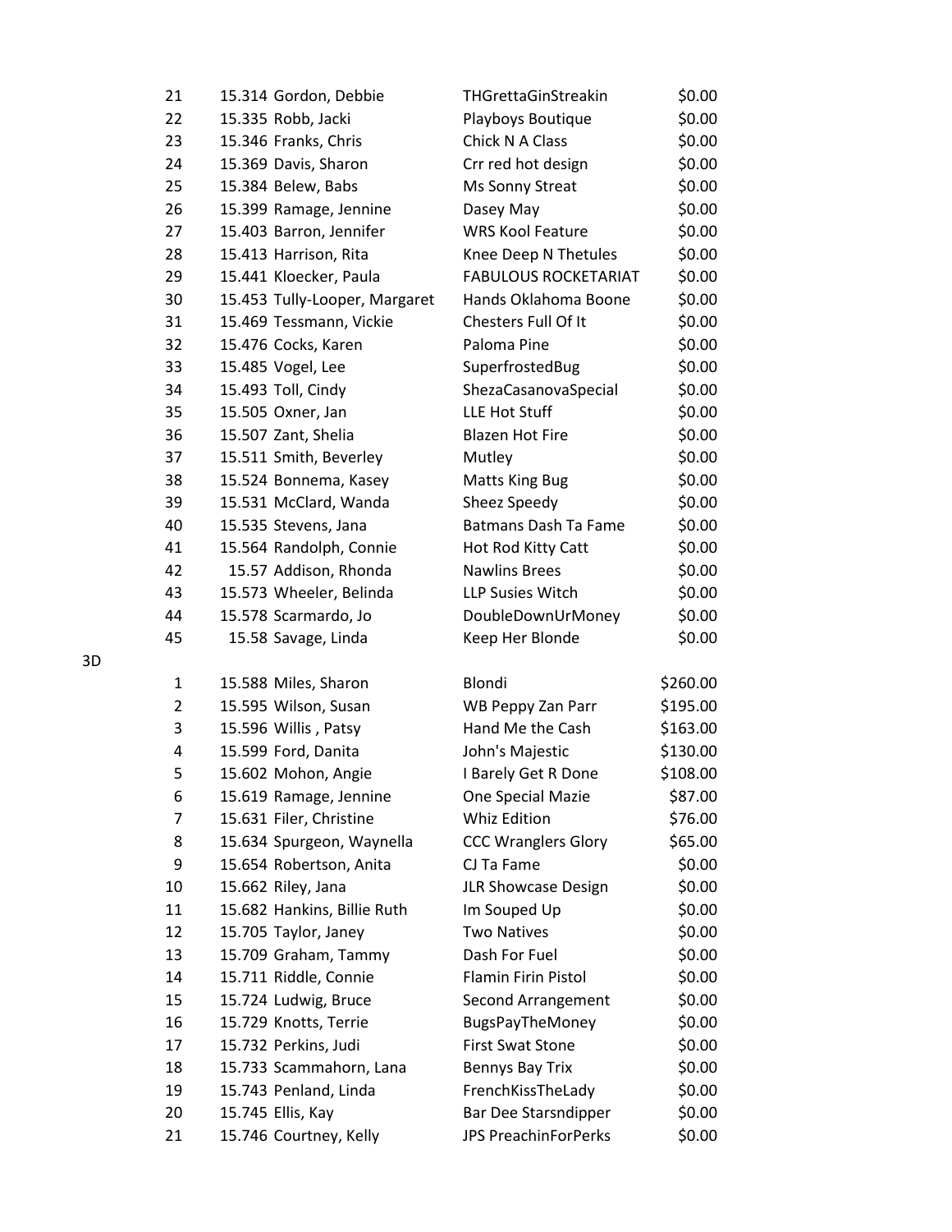| Place | Time | Rider | Horse | Payout |
|---|---|---|---|---|
| 21 | 15.314 | Gordon, Debbie | THGrettaGinStreakin | $0.00 |
| 22 | 15.335 | Robb, Jacki | Playboys Boutique | $0.00 |
| 23 | 15.346 | Franks, Chris | Chick N A Class | $0.00 |
| 24 | 15.369 | Davis, Sharon | Crr red hot design | $0.00 |
| 25 | 15.384 | Belew, Babs | Ms Sonny Streat | $0.00 |
| 26 | 15.399 | Ramage, Jennine | Dasey May | $0.00 |
| 27 | 15.403 | Barron, Jennifer | WRS Kool Feature | $0.00 |
| 28 | 15.413 | Harrison, Rita | Knee Deep N Thetules | $0.00 |
| 29 | 15.441 | Kloecker, Paula | FABULOUS ROCKETARIAT | $0.00 |
| 30 | 15.453 | Tully-Looper, Margaret | Hands Oklahoma Boone | $0.00 |
| 31 | 15.469 | Tessmann, Vickie | Chesters Full Of It | $0.00 |
| 32 | 15.476 | Cocks, Karen | Paloma Pine | $0.00 |
| 33 | 15.485 | Vogel, Lee | SuperfrostedBug | $0.00 |
| 34 | 15.493 | Toll, Cindy | ShezaCasanovaSpecial | $0.00 |
| 35 | 15.505 | Oxner, Jan | LLE Hot Stuff | $0.00 |
| 36 | 15.507 | Zant, Shelia | Blazen Hot Fire | $0.00 |
| 37 | 15.511 | Smith, Beverley | Mutley | $0.00 |
| 38 | 15.524 | Bonnema, Kasey | Matts King Bug | $0.00 |
| 39 | 15.531 | McClard, Wanda | Sheez Speedy | $0.00 |
| 40 | 15.535 | Stevens, Jana | Batmans Dash Ta Fame | $0.00 |
| 41 | 15.564 | Randolph, Connie | Hot Rod Kitty Catt | $0.00 |
| 42 | 15.57 | Addison, Rhonda | Nawlins Brees | $0.00 |
| 43 | 15.573 | Wheeler, Belinda | LLP Susies Witch | $0.00 |
| 44 | 15.578 | Scarmardo, Jo | DoubleDownUrMoney | $0.00 |
| 45 | 15.58 | Savage, Linda | Keep Her Blonde | $0.00 |

3D

| Place | Time | Rider | Horse | Payout |
|---|---|---|---|---|
| 1 | 15.588 | Miles, Sharon | Blondi | $260.00 |
| 2 | 15.595 | Wilson, Susan | WB Peppy Zan Parr | $195.00 |
| 3 | 15.596 | Willis , Patsy | Hand Me the Cash | $163.00 |
| 4 | 15.599 | Ford, Danita | John's Majestic | $130.00 |
| 5 | 15.602 | Mohon, Angie | I Barely Get R Done | $108.00 |
| 6 | 15.619 | Ramage, Jennine | One Special Mazie | $87.00 |
| 7 | 15.631 | Filer, Christine | Whiz Edition | $76.00 |
| 8 | 15.634 | Spurgeon, Waynella | CCC Wranglers Glory | $65.00 |
| 9 | 15.654 | Robertson, Anita | CJ Ta Fame | $0.00 |
| 10 | 15.662 | Riley, Jana | JLR Showcase Design | $0.00 |
| 11 | 15.682 | Hankins, Billie Ruth | Im Souped Up | $0.00 |
| 12 | 15.705 | Taylor, Janey | Two Natives | $0.00 |
| 13 | 15.709 | Graham, Tammy | Dash For Fuel | $0.00 |
| 14 | 15.711 | Riddle, Connie | Flamin Firin Pistol | $0.00 |
| 15 | 15.724 | Ludwig, Bruce | Second Arrangement | $0.00 |
| 16 | 15.729 | Knotts, Terrie | BugsPayTheMoney | $0.00 |
| 17 | 15.732 | Perkins, Judi | First Swat Stone | $0.00 |
| 18 | 15.733 | Scammahorn, Lana | Bennys Bay Trix | $0.00 |
| 19 | 15.743 | Penland, Linda | FrenchKissTheLady | $0.00 |
| 20 | 15.745 | Ellis, Kay | Bar Dee Starsndipper | $0.00 |
| 21 | 15.746 | Courtney, Kelly | JPS PreachinForPerks | $0.00 |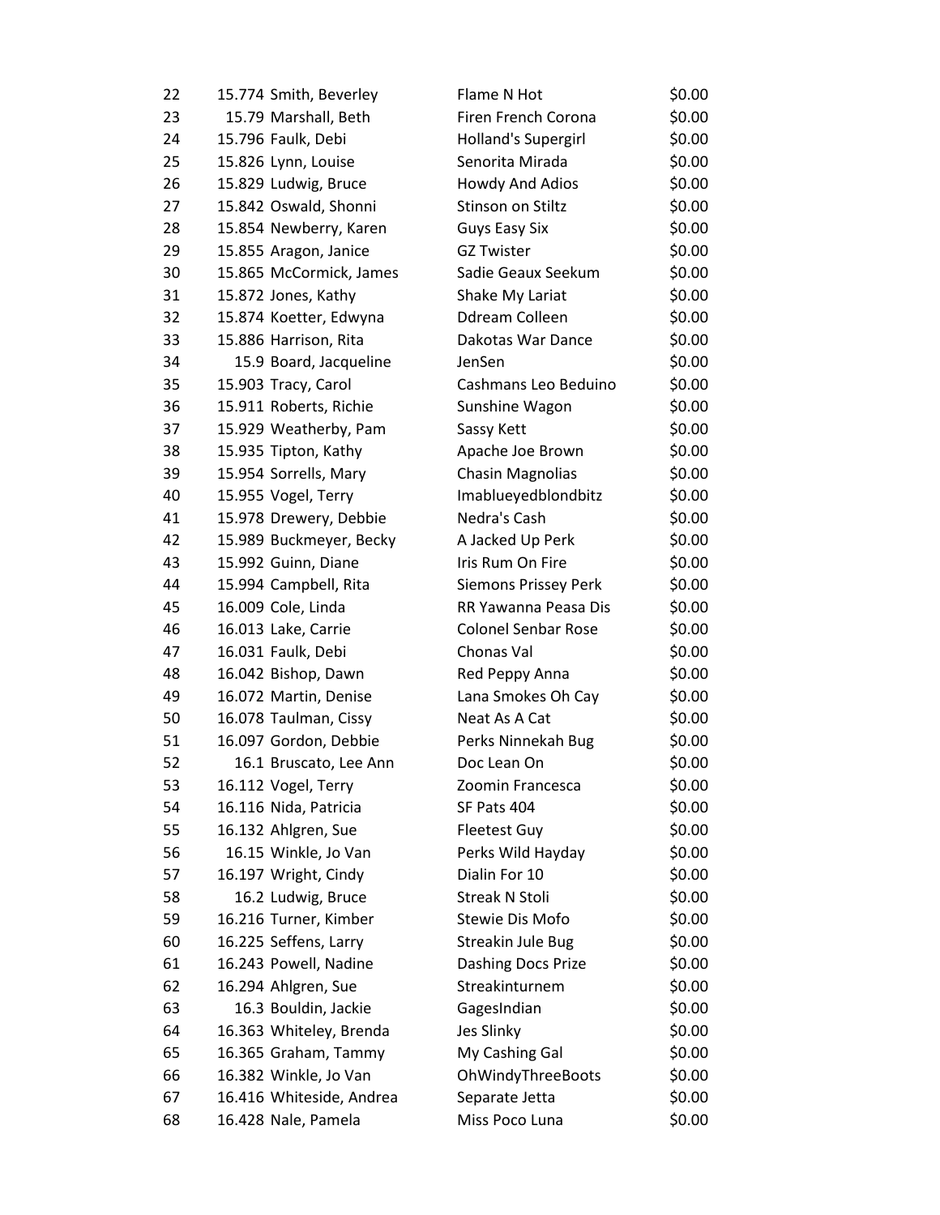| | | | | |
|---|---|---|---|---|
| 22 | 15.774 | Smith, Beverley | Flame N Hot | $0.00 |
| 23 | 15.79 | Marshall, Beth | Firen French Corona | $0.00 |
| 24 | 15.796 | Faulk, Debi | Holland's Supergirl | $0.00 |
| 25 | 15.826 | Lynn, Louise | Senorita Mirada | $0.00 |
| 26 | 15.829 | Ludwig, Bruce | Howdy And Adios | $0.00 |
| 27 | 15.842 | Oswald, Shonni | Stinson on Stiltz | $0.00 |
| 28 | 15.854 | Newberry, Karen | Guys Easy Six | $0.00 |
| 29 | 15.855 | Aragon, Janice | GZ Twister | $0.00 |
| 30 | 15.865 | McCormick, James | Sadie Geaux Seekum | $0.00 |
| 31 | 15.872 | Jones, Kathy | Shake My Lariat | $0.00 |
| 32 | 15.874 | Koetter, Edwyna | Ddream Colleen | $0.00 |
| 33 | 15.886 | Harrison, Rita | Dakotas War Dance | $0.00 |
| 34 | 15.9 | Board, Jacqueline | JenSen | $0.00 |
| 35 | 15.903 | Tracy, Carol | Cashmans Leo Beduino | $0.00 |
| 36 | 15.911 | Roberts, Richie | Sunshine Wagon | $0.00 |
| 37 | 15.929 | Weatherby, Pam | Sassy Kett | $0.00 |
| 38 | 15.935 | Tipton, Kathy | Apache Joe Brown | $0.00 |
| 39 | 15.954 | Sorrells, Mary | Chasin Magnolias | $0.00 |
| 40 | 15.955 | Vogel, Terry | Imablueyedblondbitz | $0.00 |
| 41 | 15.978 | Drewery, Debbie | Nedra's Cash | $0.00 |
| 42 | 15.989 | Buckmeyer, Becky | A Jacked Up Perk | $0.00 |
| 43 | 15.992 | Guinn, Diane | Iris Rum On Fire | $0.00 |
| 44 | 15.994 | Campbell, Rita | Siemons Prissey Perk | $0.00 |
| 45 | 16.009 | Cole, Linda | RR Yawanna Peasa Dis | $0.00 |
| 46 | 16.013 | Lake, Carrie | Colonel Senbar Rose | $0.00 |
| 47 | 16.031 | Faulk, Debi | Chonas Val | $0.00 |
| 48 | 16.042 | Bishop, Dawn | Red Peppy Anna | $0.00 |
| 49 | 16.072 | Martin, Denise | Lana Smokes Oh Cay | $0.00 |
| 50 | 16.078 | Taulman, Cissy | Neat As A Cat | $0.00 |
| 51 | 16.097 | Gordon, Debbie | Perks Ninnekah Bug | $0.00 |
| 52 | 16.1 | Bruscato, Lee Ann | Doc Lean On | $0.00 |
| 53 | 16.112 | Vogel, Terry | Zoomin Francesca | $0.00 |
| 54 | 16.116 | Nida, Patricia | SF Pats 404 | $0.00 |
| 55 | 16.132 | Ahlgren, Sue | Fleetest Guy | $0.00 |
| 56 | 16.15 | Winkle, Jo Van | Perks Wild Hayday | $0.00 |
| 57 | 16.197 | Wright, Cindy | Dialin For 10 | $0.00 |
| 58 | 16.2 | Ludwig, Bruce | Streak N Stoli | $0.00 |
| 59 | 16.216 | Turner, Kimber | Stewie Dis Mofo | $0.00 |
| 60 | 16.225 | Seffens, Larry | Streakin Jule Bug | $0.00 |
| 61 | 16.243 | Powell, Nadine | Dashing Docs Prize | $0.00 |
| 62 | 16.294 | Ahlgren, Sue | Streakinturnem | $0.00 |
| 63 | 16.3 | Bouldin, Jackie | GagesIndian | $0.00 |
| 64 | 16.363 | Whiteley, Brenda | Jes Slinky | $0.00 |
| 65 | 16.365 | Graham, Tammy | My Cashing Gal | $0.00 |
| 66 | 16.382 | Winkle, Jo Van | OhWindyThreeBoots | $0.00 |
| 67 | 16.416 | Whiteside, Andrea | Separate Jetta | $0.00 |
| 68 | 16.428 | Nale, Pamela | Miss Poco Luna | $0.00 |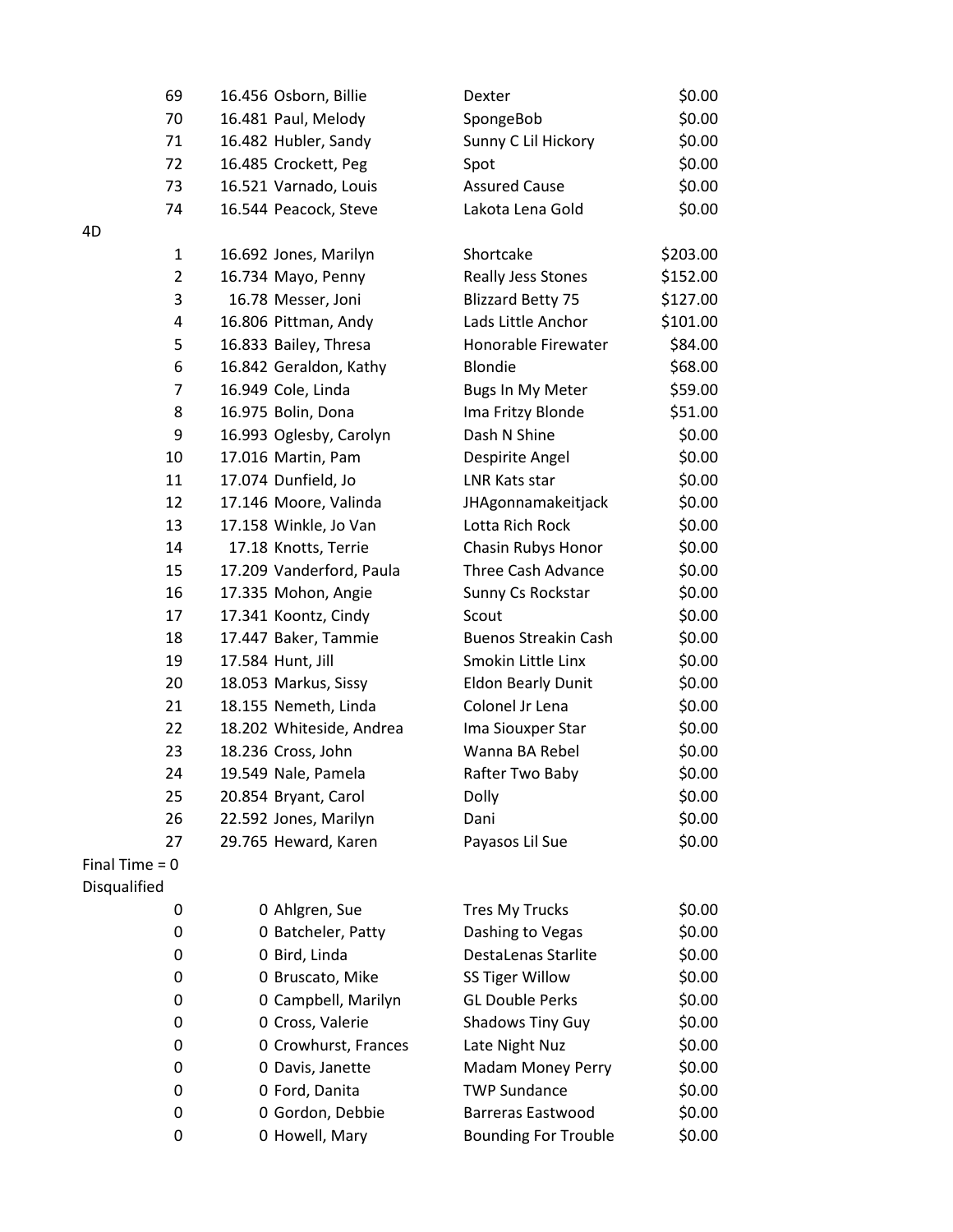| Place | Time | Rider | Horse | Payout |
|---|---|---|---|---|
| 69 | 16.456 | Osborn, Billie | Dexter | $0.00 |
| 70 | 16.481 | Paul, Melody | SpongeBob | $0.00 |
| 71 | 16.482 | Hubler, Sandy | Sunny C Lil Hickory | $0.00 |
| 72 | 16.485 | Crockett, Peg | Spot | $0.00 |
| 73 | 16.521 | Varnado, Louis | Assured Cause | $0.00 |
| 74 | 16.544 | Peacock, Steve | Lakota Lena Gold | $0.00 |

4D

| Place | Time | Rider | Horse | Payout |
|---|---|---|---|---|
| 1 | 16.692 | Jones, Marilyn | Shortcake | $203.00 |
| 2 | 16.734 | Mayo, Penny | Really Jess Stones | $152.00 |
| 3 | 16.78 | Messer, Joni | Blizzard Betty 75 | $127.00 |
| 4 | 16.806 | Pittman, Andy | Lads Little Anchor | $101.00 |
| 5 | 16.833 | Bailey, Thresa | Honorable Firewater | $84.00 |
| 6 | 16.842 | Geraldon, Kathy | Blondie | $68.00 |
| 7 | 16.949 | Cole, Linda | Bugs In My Meter | $59.00 |
| 8 | 16.975 | Bolin, Dona | Ima Fritzy Blonde | $51.00 |
| 9 | 16.993 | Oglesby, Carolyn | Dash N Shine | $0.00 |
| 10 | 17.016 | Martin, Pam | Despirite Angel | $0.00 |
| 11 | 17.074 | Dunfield, Jo | LNR Kats star | $0.00 |
| 12 | 17.146 | Moore, Valinda | JHAgonnamakeitjack | $0.00 |
| 13 | 17.158 | Winkle, Jo Van | Lotta Rich Rock | $0.00 |
| 14 | 17.18 | Knotts, Terrie | Chasin Rubys Honor | $0.00 |
| 15 | 17.209 | Vanderford, Paula | Three Cash Advance | $0.00 |
| 16 | 17.335 | Mohon, Angie | Sunny Cs Rockstar | $0.00 |
| 17 | 17.341 | Koontz, Cindy | Scout | $0.00 |
| 18 | 17.447 | Baker, Tammie | Buenos Streakin Cash | $0.00 |
| 19 | 17.584 | Hunt, Jill | Smokin Little Linx | $0.00 |
| 20 | 18.053 | Markus, Sissy | Eldon Bearly Dunit | $0.00 |
| 21 | 18.155 | Nemeth, Linda | Colonel Jr Lena | $0.00 |
| 22 | 18.202 | Whiteside, Andrea | Ima Siouxper Star | $0.00 |
| 23 | 18.236 | Cross, John | Wanna BA Rebel | $0.00 |
| 24 | 19.549 | Nale, Pamela | Rafter Two Baby | $0.00 |
| 25 | 20.854 | Bryant, Carol | Dolly | $0.00 |
| 26 | 22.592 | Jones, Marilyn | Dani | $0.00 |
| 27 | 29.765 | Heward, Karen | Payasos Lil Sue | $0.00 |

Final Time = 0

Disqualified

| Place | Time | Rider | Horse | Payout |
|---|---|---|---|---|
| 0 | 0 | Ahlgren, Sue | Tres My Trucks | $0.00 |
| 0 | 0 | Batcheler, Patty | Dashing to Vegas | $0.00 |
| 0 | 0 | Bird, Linda | DestaLenas Starlite | $0.00 |
| 0 | 0 | Bruscato, Mike | SS Tiger Willow | $0.00 |
| 0 | 0 | Campbell, Marilyn | GL Double Perks | $0.00 |
| 0 | 0 | Cross, Valerie | Shadows Tiny Guy | $0.00 |
| 0 | 0 | Crowhurst, Frances | Late Night Nuz | $0.00 |
| 0 | 0 | Davis, Janette | Madam Money Perry | $0.00 |
| 0 | 0 | Ford, Danita | TWP Sundance | $0.00 |
| 0 | 0 | Gordon, Debbie | Barreras Eastwood | $0.00 |
| 0 | 0 | Howell, Mary | Bounding For Trouble | $0.00 |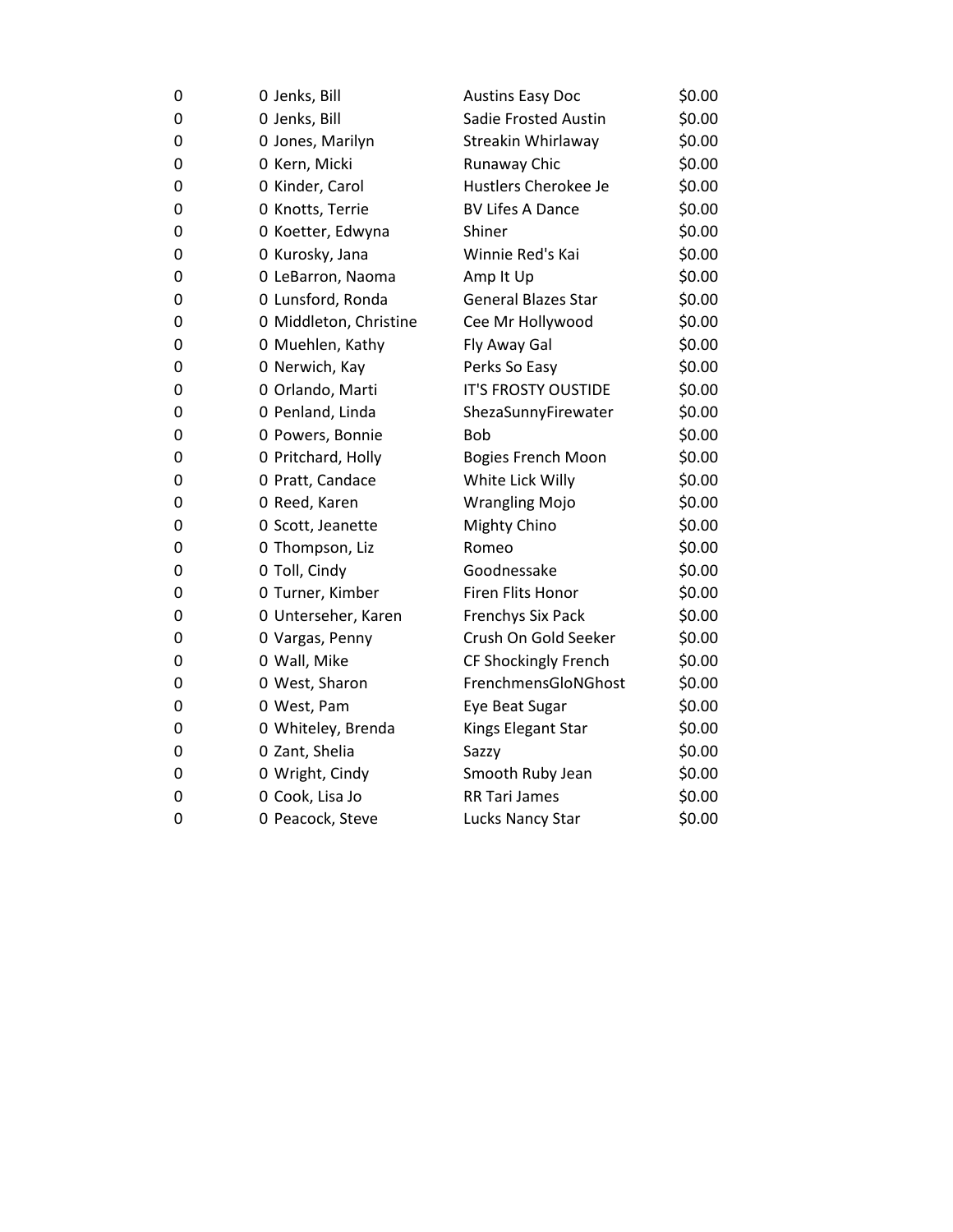| | | | | |
|---|---|---|---|---|
| 0 | 0 | Jenks, Bill | Austins Easy Doc | $0.00 |
| 0 | 0 | Jenks, Bill | Sadie Frosted Austin | $0.00 |
| 0 | 0 | Jones, Marilyn | Streakin Whirlaway | $0.00 |
| 0 | 0 | Kern, Micki | Runaway Chic | $0.00 |
| 0 | 0 | Kinder, Carol | Hustlers Cherokee Je | $0.00 |
| 0 | 0 | Knotts, Terrie | BV Lifes A Dance | $0.00 |
| 0 | 0 | Koetter, Edwyna | Shiner | $0.00 |
| 0 | 0 | Kurosky, Jana | Winnie Red's Kai | $0.00 |
| 0 | 0 | LeBarron, Naoma | Amp It Up | $0.00 |
| 0 | 0 | Lunsford, Ronda | General Blazes Star | $0.00 |
| 0 | 0 | Middleton, Christine | Cee Mr Hollywood | $0.00 |
| 0 | 0 | Muehlen, Kathy | Fly Away Gal | $0.00 |
| 0 | 0 | Nerwich, Kay | Perks So Easy | $0.00 |
| 0 | 0 | Orlando, Marti | IT'S FROSTY OUSTIDE | $0.00 |
| 0 | 0 | Penland, Linda | ShezaSunnyFirewater | $0.00 |
| 0 | 0 | Powers, Bonnie | Bob | $0.00 |
| 0 | 0 | Pritchard, Holly | Bogies French Moon | $0.00 |
| 0 | 0 | Pratt, Candace | White Lick Willy | $0.00 |
| 0 | 0 | Reed, Karen | Wrangling Mojo | $0.00 |
| 0 | 0 | Scott, Jeanette | Mighty Chino | $0.00 |
| 0 | 0 | Thompson, Liz | Romeo | $0.00 |
| 0 | 0 | Toll, Cindy | Goodnessake | $0.00 |
| 0 | 0 | Turner, Kimber | Firen Flits Honor | $0.00 |
| 0 | 0 | Unterseher, Karen | Frenchys Six Pack | $0.00 |
| 0 | 0 | Vargas, Penny | Crush On Gold Seeker | $0.00 |
| 0 | 0 | Wall, Mike | CF Shockingly French | $0.00 |
| 0 | 0 | West, Sharon | FrenchmensGloNGhost | $0.00 |
| 0 | 0 | West, Pam | Eye Beat Sugar | $0.00 |
| 0 | 0 | Whiteley, Brenda | Kings Elegant Star | $0.00 |
| 0 | 0 | Zant, Shelia | Sazzy | $0.00 |
| 0 | 0 | Wright, Cindy | Smooth Ruby Jean | $0.00 |
| 0 | 0 | Cook, Lisa Jo | RR Tari James | $0.00 |
| 0 | 0 | Peacock, Steve | Lucks Nancy Star | $0.00 |